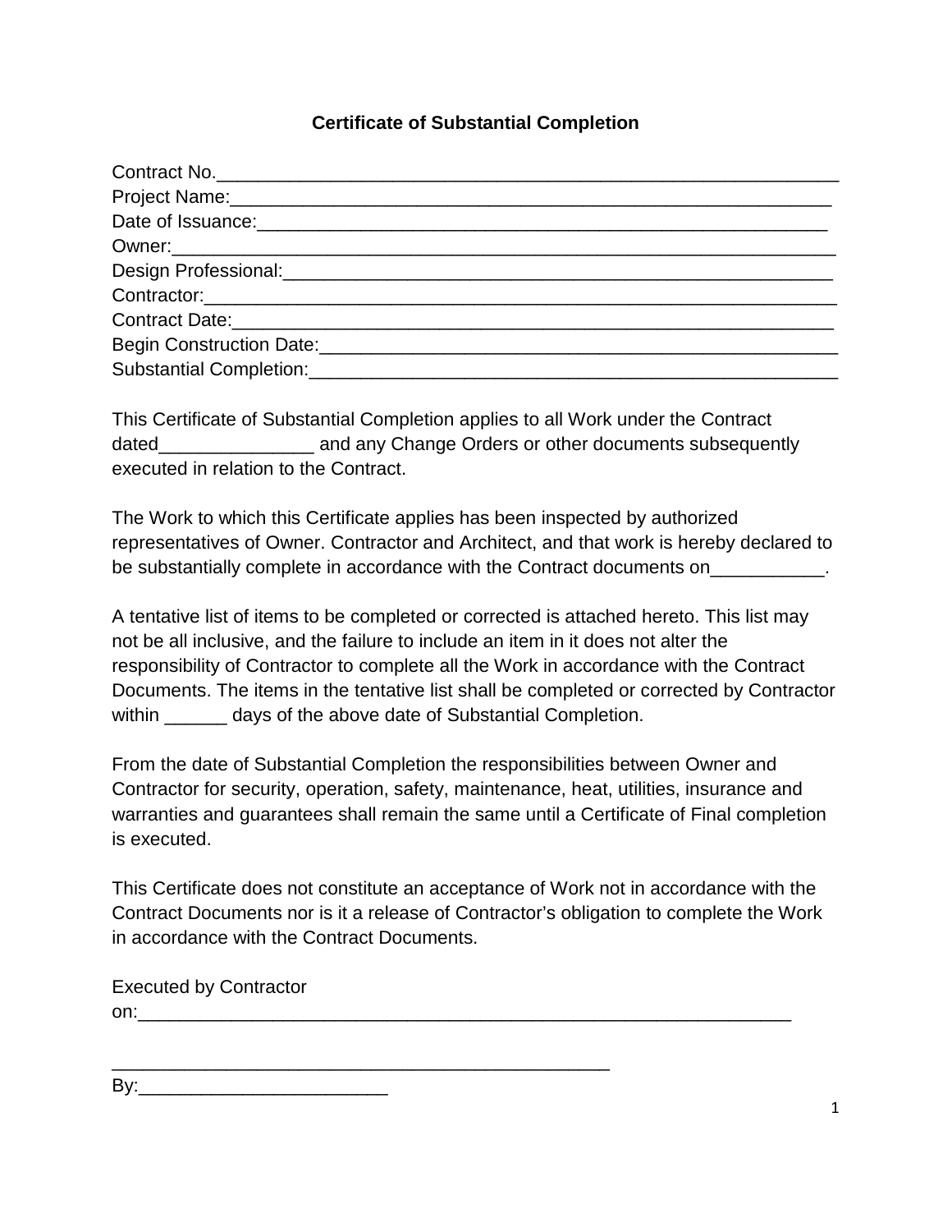# Certificate of Substantial Completion

Contract No.______________________________________________________________
Project Name:_____________________________________________________________
Date of Issuance:__________________________________________________________
Owner:___________________________________________________________________
Design Professional:_______________________________________________________
Contractor:_______________________________________________________________
Contract Date:_____________________________________________________________
Begin Construction Date:___________________________________________________
Substantial Completion:____________________________________________________

This Certificate of Substantial Completion applies to all Work under the Contract dated_______________ and any Change Orders or other documents subsequently executed in relation to the Contract.

The Work to which this Certificate applies has been inspected by authorized representatives of Owner. Contractor and Architect, and that work is hereby declared to be substantially complete in accordance with the Contract documents on___________.

A tentative list of items to be completed or corrected is attached hereto. This list may not be all inclusive, and the failure to include an item in it does not alter the responsibility of Contractor to complete all the Work in accordance with the Contract Documents. The items in the tentative list shall be completed or corrected by Contractor within ______ days of the above date of Substantial Completion.

From the date of Substantial Completion the responsibilities between Owner and Contractor for security, operation, safety, maintenance, heat, utilities, insurance and warranties and guarantees shall remain the same until a Certificate of Final completion is executed.

This Certificate does not constitute an acceptance of Work not in accordance with the Contract Documents nor is it a release of Contractor's obligation to complete the Work in accordance with the Contract Documents.

Executed by Contractor on:_________________________________________________________________

_________________________________________________

By:________________________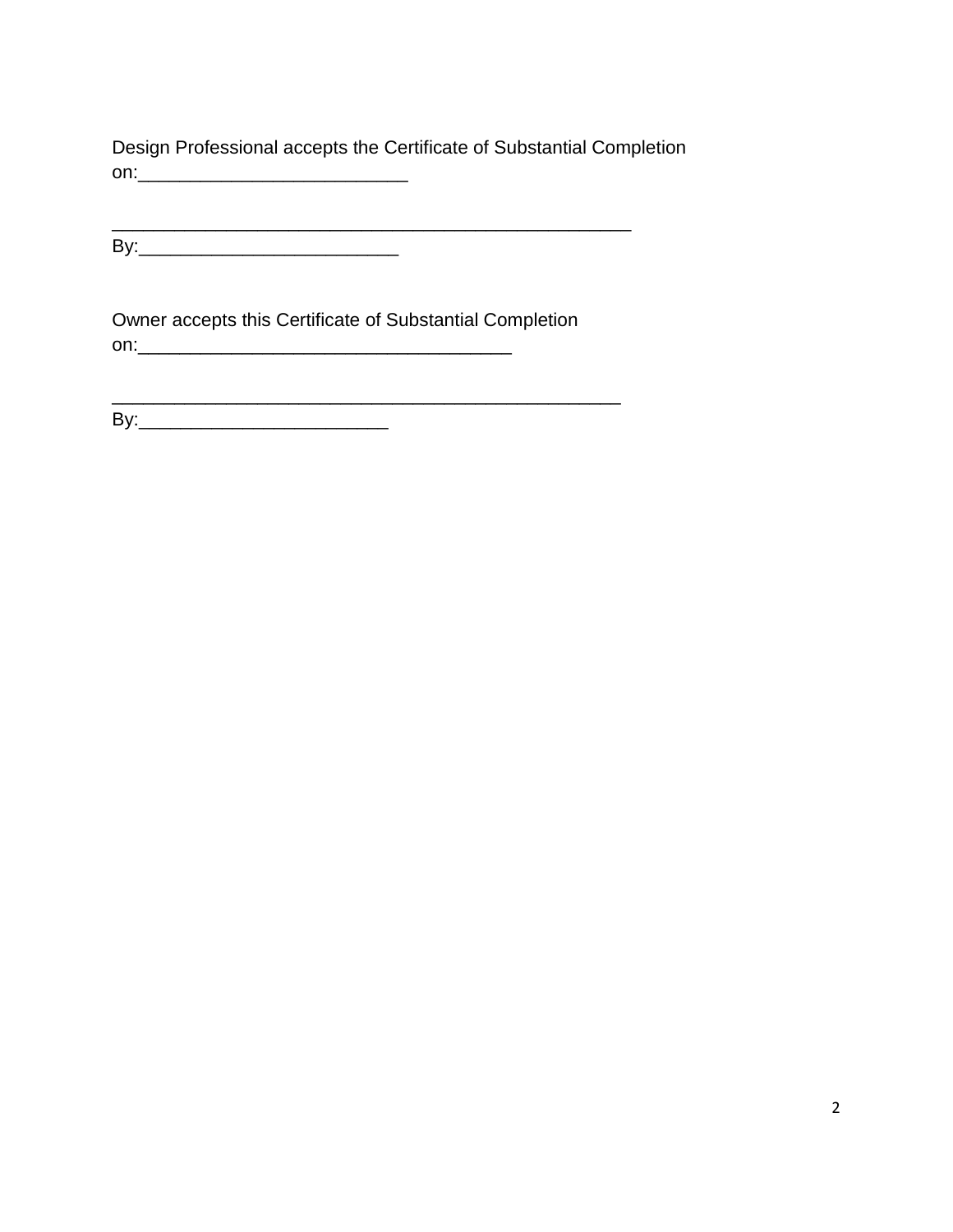Design Professional accepts the Certificate of Substantial Completion on:__________________________

___________________________________________________

By:_________________________

Owner accepts this Certificate of Substantial Completion on:____________________________________

__________________________________________________

By:________________________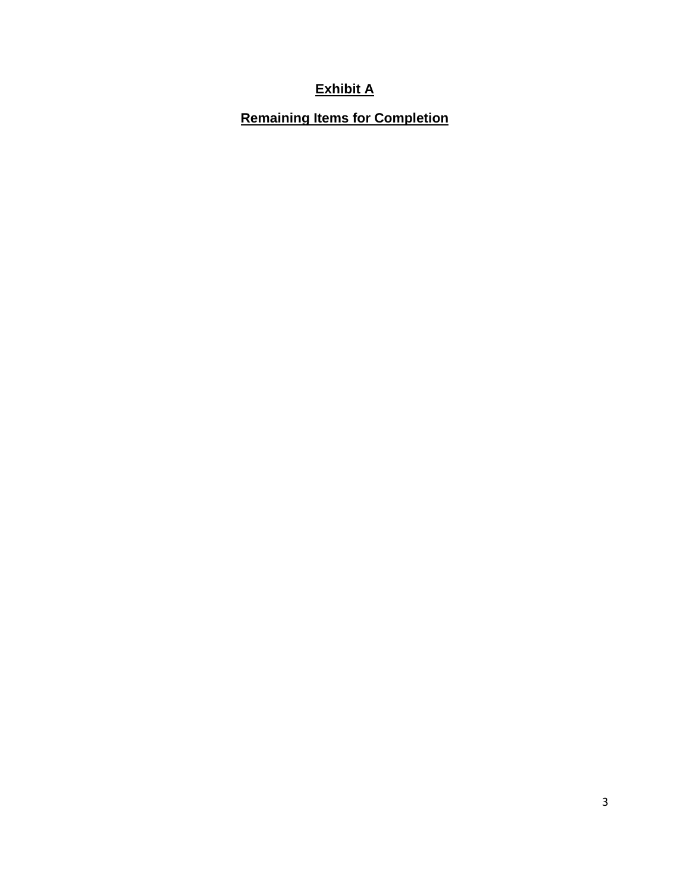# **Exhibit A**

## **Remaining Items for Completion**